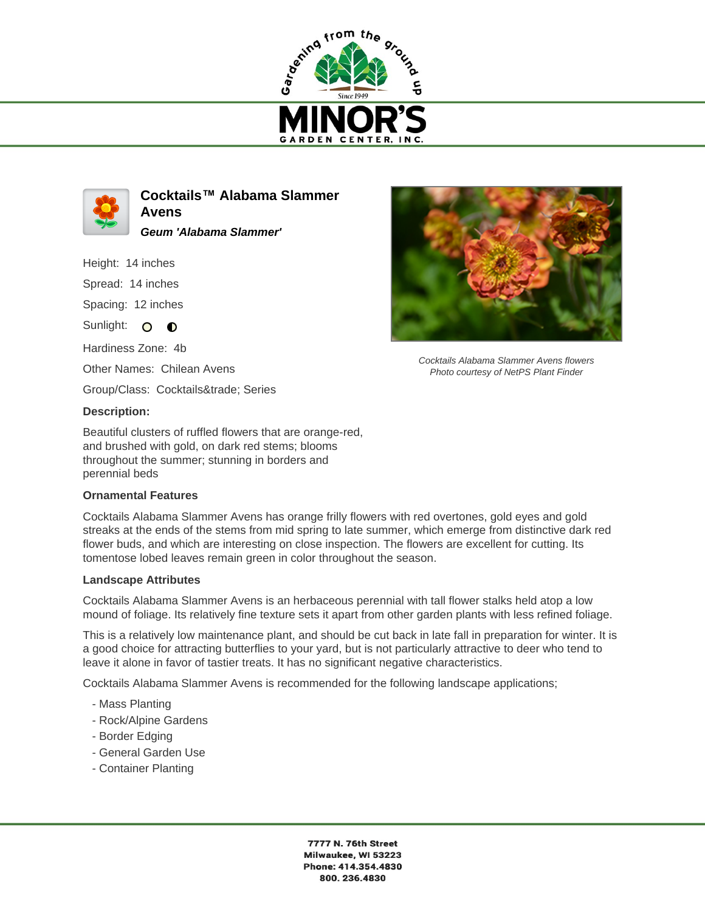# Cocktails™ Alabama Slammer Avens

***Geum 'Alabama Slammer'***

Height: 14 inches

Spread: 14 inches

Spacing: 12 inches

Sunlight: 

Hardiness Zone: 4b

Other Names: Chilean Avens

Group/Class: Cocktails&trade; Series

*Cocktails Alabama Slammer Avens flowers*
*Photo courtesy of NetPS Plant Finder*

### Description:

Beautiful clusters of ruffled flowers that are orange-red, and brushed with gold, on dark red stems; blooms throughout the summer; stunning in borders and perennial beds

### Ornamental Features

Cocktails Alabama Slammer Avens has orange frilly flowers with red overtones, gold eyes and gold streaks at the ends of the stems from mid spring to late summer, which emerge from distinctive dark red flower buds, and which are interesting on close inspection. The flowers are excellent for cutting. Its tomentose lobed leaves remain green in color throughout the season.

### Landscape Attributes

Cocktails Alabama Slammer Avens is an herbaceous perennial with tall flower stalks held atop a low mound of foliage. Its relatively fine texture sets it apart from other garden plants with less refined foliage.

This is a relatively low maintenance plant, and should be cut back in late fall in preparation for winter. It is a good choice for attracting butterflies to your yard, but is not particularly attractive to deer who tend to leave it alone in favor of tastier treats. It has no significant negative characteristics.

Cocktails Alabama Slammer Avens is recommended for the following landscape applications;

- Mass Planting
- Rock/Alpine Gardens
- Border Edging
- General Garden Use
- Container Planting

**7777 N. 76th Street**
**Milwaukee, WI 53223**
**Phone: 414.354.4830**
**800. 236.4830**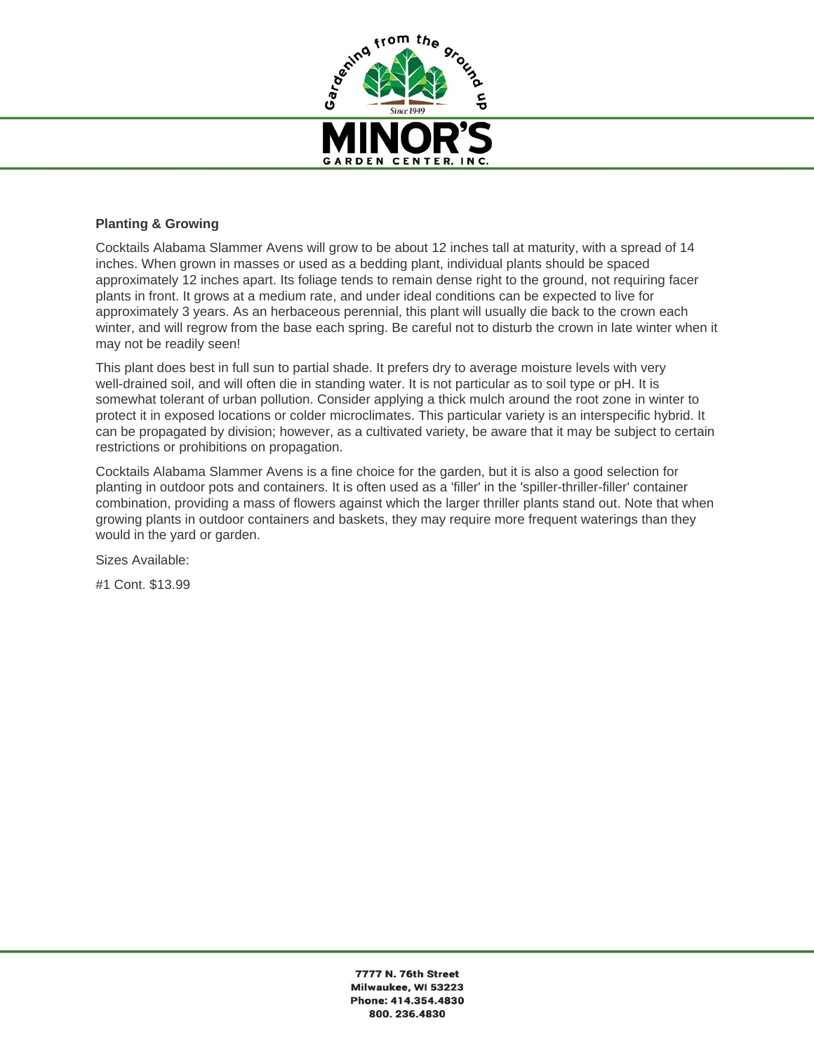**Planting & Growing**

Cocktails Alabama Slammer Avens will grow to be about 12 inches tall at maturity, with a spread of 14 inches. When grown in masses or used as a bedding plant, individual plants should be spaced approximately 12 inches apart. Its foliage tends to remain dense right to the ground, not requiring facer plants in front. It grows at a medium rate, and under ideal conditions can be expected to live for approximately 3 years. As an herbaceous perennial, this plant will usually die back to the crown each winter, and will regrow from the base each spring. Be careful not to disturb the crown in late winter when it may not be readily seen!

This plant does best in full sun to partial shade. It prefers dry to average moisture levels with very well-drained soil, and will often die in standing water. It is not particular as to soil type or pH. It is somewhat tolerant of urban pollution. Consider applying a thick mulch around the root zone in winter to protect it in exposed locations or colder microclimates. This particular variety is an interspecific hybrid. It can be propagated by division; however, as a cultivated variety, be aware that it may be subject to certain restrictions or prohibitions on propagation.

Cocktails Alabama Slammer Avens is a fine choice for the garden, but it is also a good selection for planting in outdoor pots and containers. It is often used as a 'filler' in the 'spiller-thriller-filler' container combination, providing a mass of flowers against which the larger thriller plants stand out. Note that when growing plants in outdoor containers and baskets, they may require more frequent waterings than they would in the yard or garden.

Sizes Available:

#1 Cont. $13.99